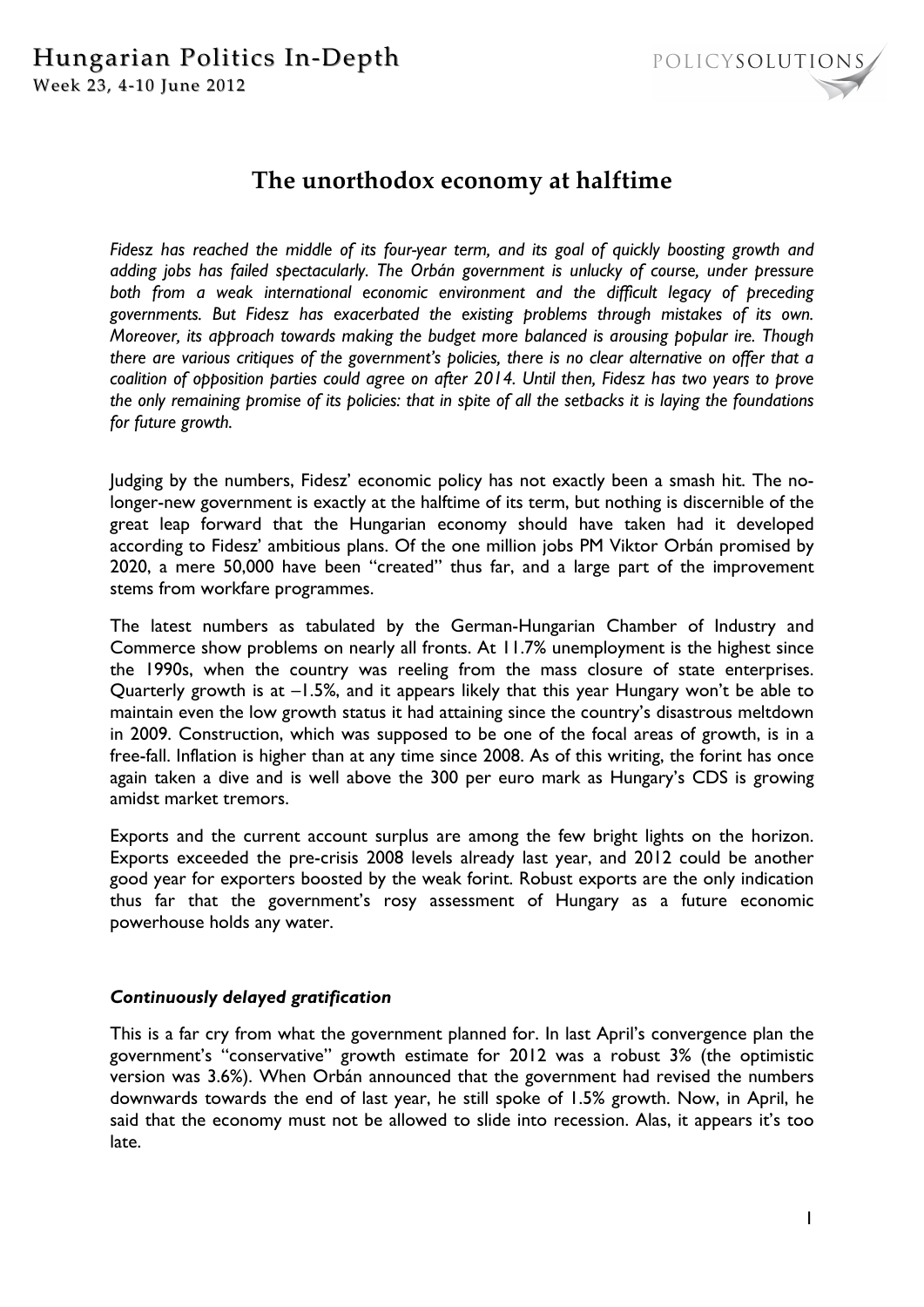# The unorthodox economy at halftime

*Fidesz has reached the middle of its four-year term, and its goal of quickly boosting growth and adding jobs has failed spectacularly. The Orbán government is unlucky of course, under pressure both from a weak international economic environment and the difficult legacy of preceding governments. But Fidesz has exacerbated the existing problems through mistakes of its own. Moreover, its approach towards making the budget more balanced is arousing popular ire. Though there are various critiques of the government's policies, there is no clear alternative on offer that a coalition of opposition parties could agree on after 2014. Until then, Fidesz has two years to prove the only remaining promise of its policies: that in spite of all the setbacks it is laying the foundations for future growth.*

Judging by the numbers, Fidesz' economic policy has not exactly been a smash hit. The no-longer-new government is exactly at the halftime of its term, but nothing is discernible of the great leap forward that the Hungarian economy should have taken had it developed according to Fidesz' ambitious plans. Of the one million jobs PM Viktor Orbán promised by 2020, a mere 50,000 have been "created" thus far, and a large part of the improvement stems from workfare programmes.

The latest numbers as tabulated by the German-Hungarian Chamber of Industry and Commerce show problems on nearly all fronts. At 11.7% unemployment is the highest since the 1990s, when the country was reeling from the mass closure of state enterprises. Quarterly growth is at –1.5%, and it appears likely that this year Hungary won't be able to maintain even the low growth status it had attaining since the country's disastrous meltdown in 2009. Construction, which was supposed to be one of the focal areas of growth, is in a free-fall. Inflation is higher than at any time since 2008. As of this writing, the forint has once again taken a dive and is well above the 300 per euro mark as Hungary's CDS is growing amidst market tremors.

Exports and the current account surplus are among the few bright lights on the horizon. Exports exceeded the pre-crisis 2008 levels already last year, and 2012 could be another good year for exporters boosted by the weak forint. Robust exports are the only indication thus far that the government's rosy assessment of Hungary as a future economic powerhouse holds any water.

### *Continuously delayed gratification*

This is a far cry from what the government planned for. In last April's convergence plan the government's "conservative" growth estimate for 2012 was a robust 3% (the optimistic version was 3.6%). When Orbán announced that the government had revised the numbers downwards towards the end of last year, he still spoke of 1.5% growth. Now, in April, he said that the economy must not be allowed to slide into recession. Alas, it appears it's too late.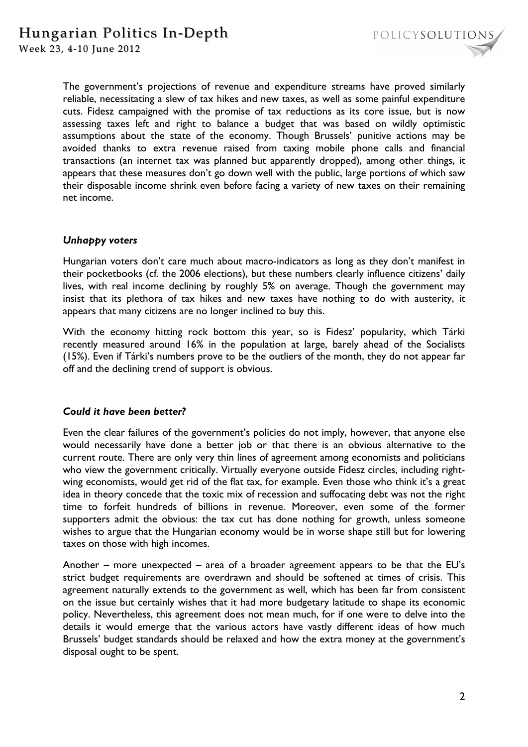The government's projections of revenue and expenditure streams have proved similarly reliable, necessitating a slew of tax hikes and new taxes, as well as some painful expenditure cuts. Fidesz campaigned with the promise of tax reductions as its core issue, but is now assessing taxes left and right to balance a budget that was based on wildly optimistic assumptions about the state of the economy. Though Brussels' punitive actions may be avoided thanks to extra revenue raised from taxing mobile phone calls and financial transactions (an internet tax was planned but apparently dropped), among other things, it appears that these measures don't go down well with the public, large portions of which saw their disposable income shrink even before facing a variety of new taxes on their remaining net income.

### *Unhappy voters*

Hungarian voters don't care much about macro-indicators as long as they don't manifest in their pocketbooks (cf. the 2006 elections), but these numbers clearly influence citizens' daily lives, with real income declining by roughly 5% on average. Though the government may insist that its plethora of tax hikes and new taxes have nothing to do with austerity, it appears that many citizens are no longer inclined to buy this.

With the economy hitting rock bottom this year, so is Fidesz' popularity, which Tárki recently measured around 16% in the population at large, barely ahead of the Socialists (15%). Even if Tárki's numbers prove to be the outliers of the month, they do not appear far off and the declining trend of support is obvious.

### *Could it have been better?*

Even the clear failures of the government's policies do not imply, however, that anyone else would necessarily have done a better job or that there is an obvious alternative to the current route. There are only very thin lines of agreement among economists and politicians who view the government critically. Virtually everyone outside Fidesz circles, including right-wing economists, would get rid of the flat tax, for example. Even those who think it's a great idea in theory concede that the toxic mix of recession and suffocating debt was not the right time to forfeit hundreds of billions in revenue. Moreover, even some of the former supporters admit the obvious: the tax cut has done nothing for growth, unless someone wishes to argue that the Hungarian economy would be in worse shape still but for lowering taxes on those with high incomes.

Another – more unexpected – area of a broader agreement appears to be that the EU's strict budget requirements are overdrawn and should be softened at times of crisis. This agreement naturally extends to the government as well, which has been far from consistent on the issue but certainly wishes that it had more budgetary latitude to shape its economic policy. Nevertheless, this agreement does not mean much, for if one were to delve into the details it would emerge that the various actors have vastly different ideas of how much Brussels' budget standards should be relaxed and how the extra money at the government's disposal ought to be spent.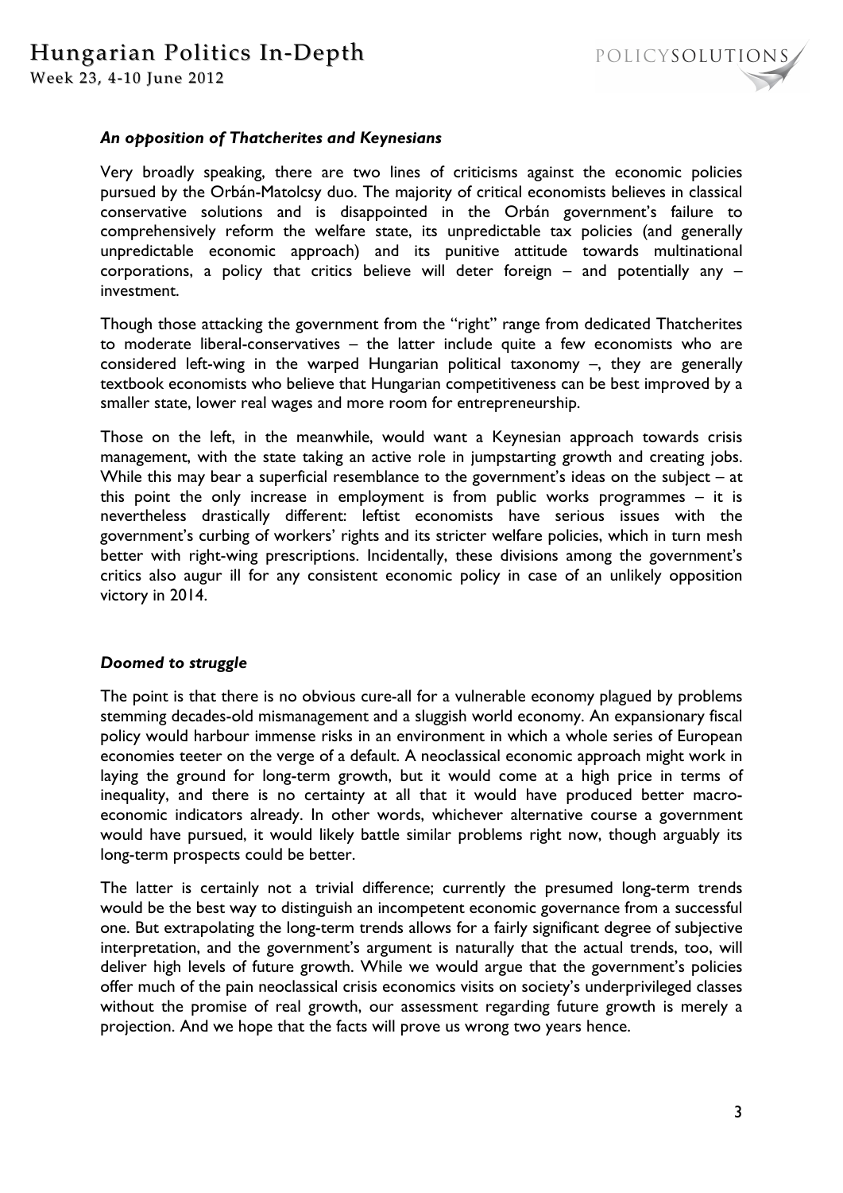### *An opposition of Thatcherites and Keynesians*

Very broadly speaking, there are two lines of criticisms against the economic policies pursued by the Orbán-Matolcsy duo. The majority of critical economists believes in classical conservative solutions and is disappointed in the Orbán government's failure to comprehensively reform the welfare state, its unpredictable tax policies (and generally unpredictable economic approach) and its punitive attitude towards multinational corporations, a policy that critics believe will deter foreign – and potentially any – investment.

Though those attacking the government from the "right" range from dedicated Thatcherites to moderate liberal-conservatives – the latter include quite a few economists who are considered left-wing in the warped Hungarian political taxonomy –, they are generally textbook economists who believe that Hungarian competitiveness can be best improved by a smaller state, lower real wages and more room for entrepreneurship.

Those on the left, in the meanwhile, would want a Keynesian approach towards crisis management, with the state taking an active role in jumpstarting growth and creating jobs. While this may bear a superficial resemblance to the government's ideas on the subject – at this point the only increase in employment is from public works programmes – it is nevertheless drastically different: leftist economists have serious issues with the government's curbing of workers' rights and its stricter welfare policies, which in turn mesh better with right-wing prescriptions. Incidentally, these divisions among the government's critics also augur ill for any consistent economic policy in case of an unlikely opposition victory in 2014.

### *Doomed to struggle*

The point is that there is no obvious cure-all for a vulnerable economy plagued by problems stemming decades-old mismanagement and a sluggish world economy. An expansionary fiscal policy would harbour immense risks in an environment in which a whole series of European economies teeter on the verge of a default. A neoclassical economic approach might work in laying the ground for long-term growth, but it would come at a high price in terms of inequality, and there is no certainty at all that it would have produced better macro-economic indicators already. In other words, whichever alternative course a government would have pursued, it would likely battle similar problems right now, though arguably its long-term prospects could be better.

The latter is certainly not a trivial difference; currently the presumed long-term trends would be the best way to distinguish an incompetent economic governance from a successful one. But extrapolating the long-term trends allows for a fairly significant degree of subjective interpretation, and the government's argument is naturally that the actual trends, too, will deliver high levels of future growth. While we would argue that the government's policies offer much of the pain neoclassical crisis economics visits on society's underprivileged classes without the promise of real growth, our assessment regarding future growth is merely a projection. And we hope that the facts will prove us wrong two years hence.